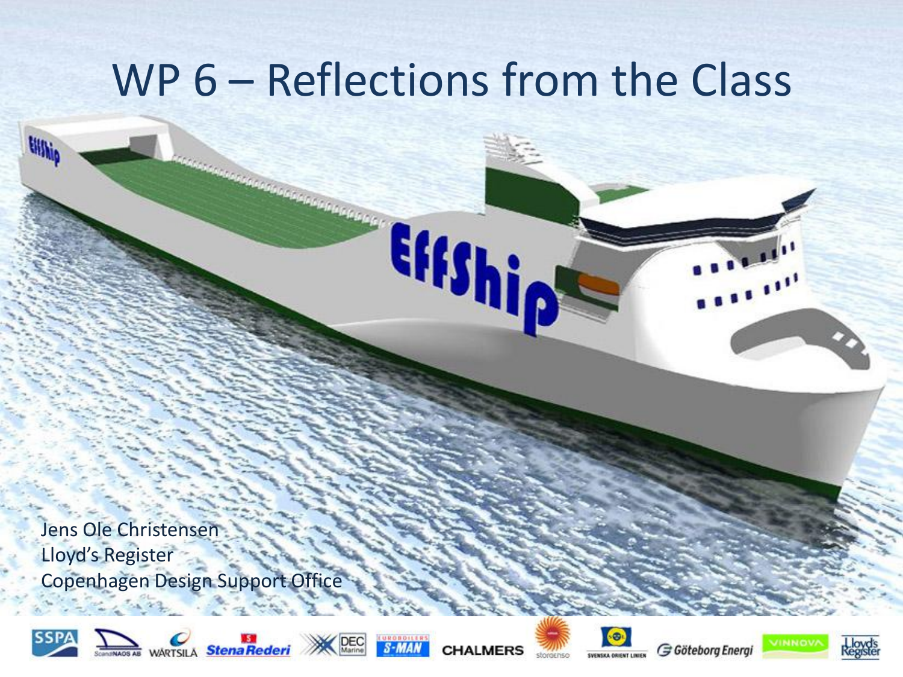# WP 6 – Reflections from the Class

Jens Ole Christensen
Lloyd's Register
Copenhagen Design Support Office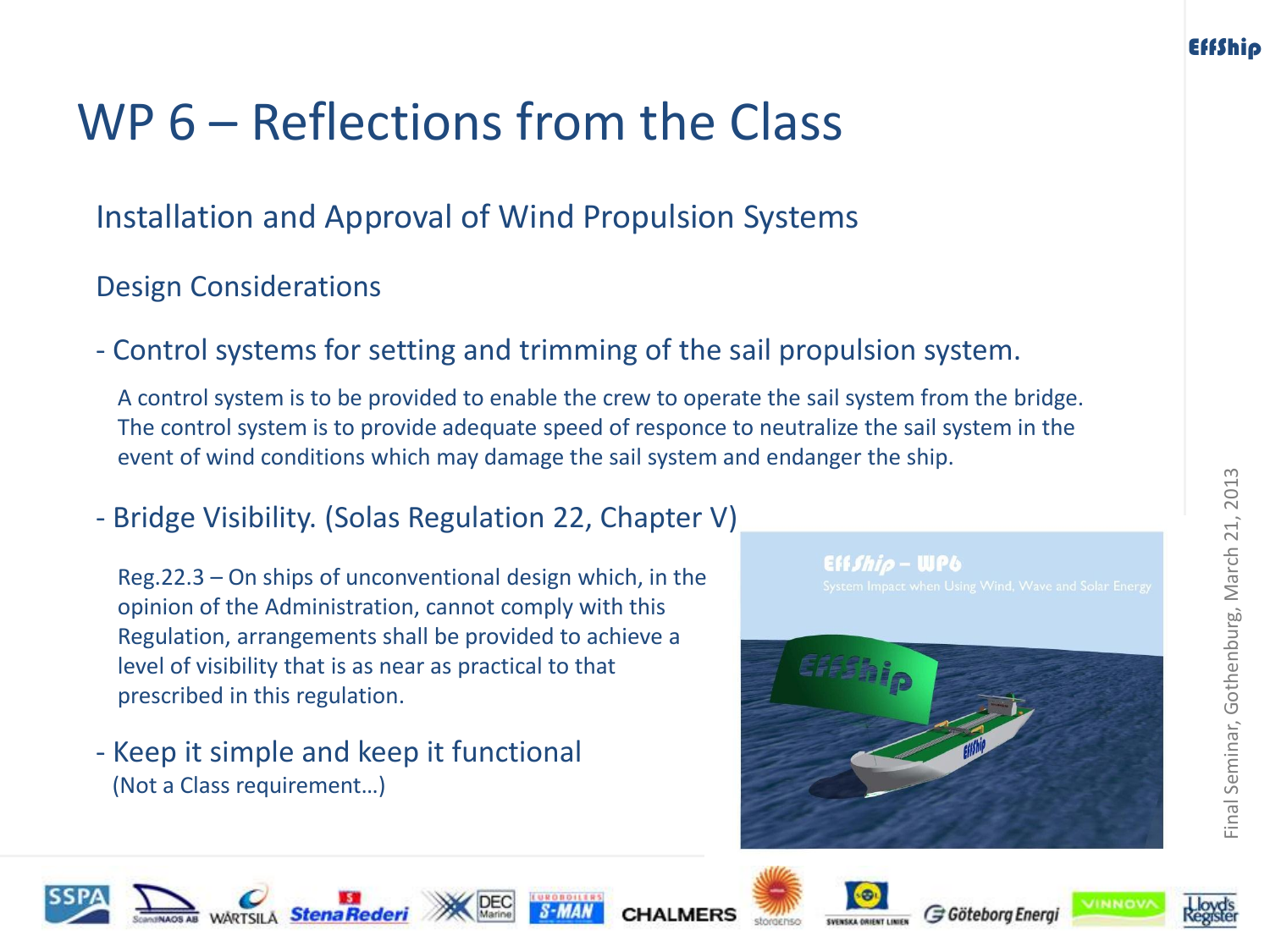# WP 6 – Reflections from the Class

## Installation and Approval of Wind Propulsion Systems

### Design Considerations

- Control systems for setting and trimming of the sail propulsion system.

  A control system is to be provided to enable the crew to operate the sail system from the bridge. The control system is to provide adequate speed of responce to neutralize the sail system in the event of wind conditions which may damage the sail system and endanger the ship.

- Bridge Visibility. (Solas Regulation 22, Chapter V)

  Reg.22.3 – On ships of unconventional design which, in the opinion of the Administration, cannot comply with this Regulation, arrangements shall be provided to achieve a level of visibility that is as near as practical to that prescribed in this regulation.

- Keep it simple and keep it functional
  (Not a Class requirement…)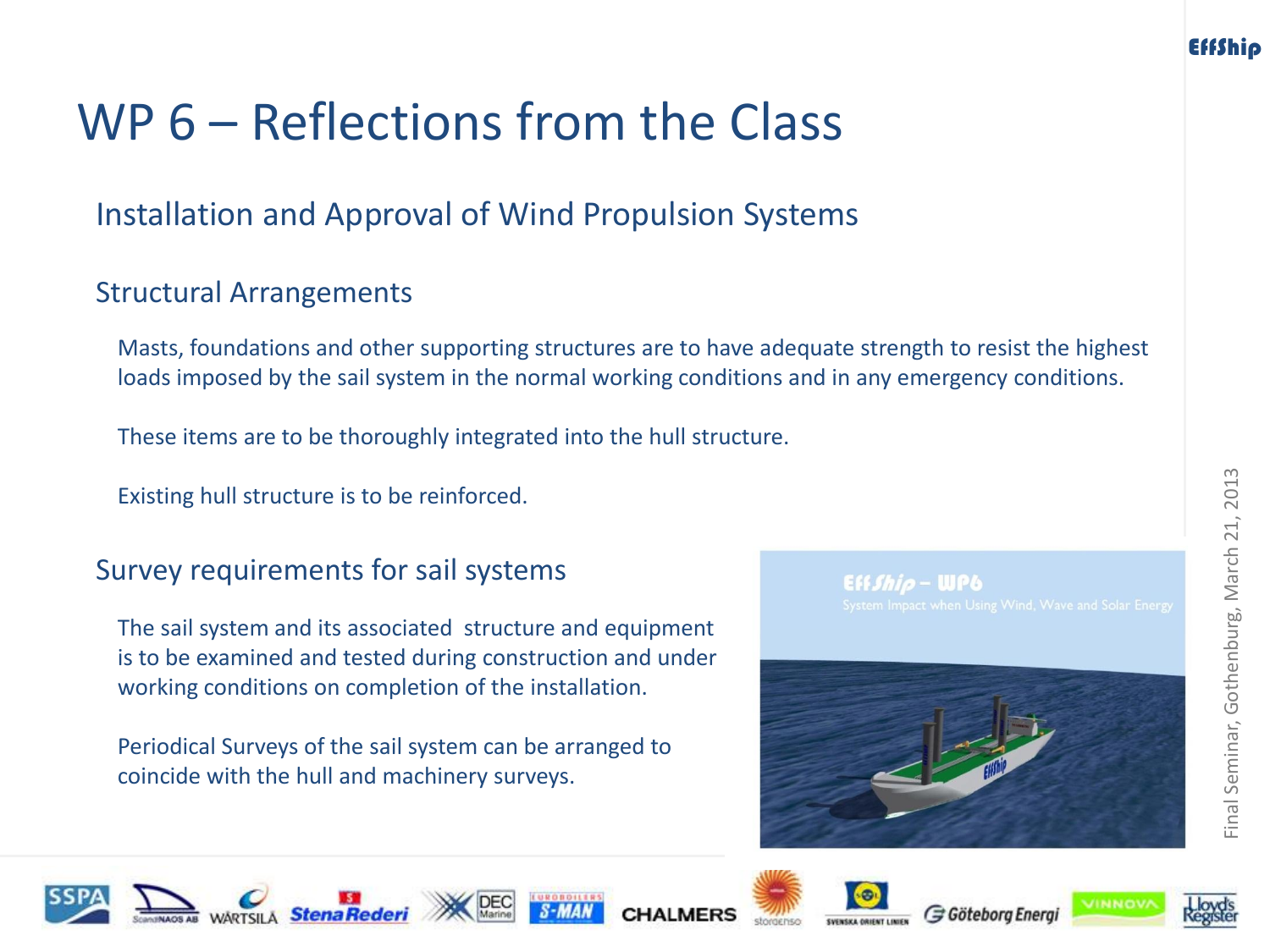# WP 6 – Reflections from the Class

## Installation and Approval of Wind Propulsion Systems

### Structural Arrangements

Masts, foundations and other supporting structures are to have adequate strength to resist the highest loads imposed by the sail system in the normal working conditions and in any emergency conditions.

These items are to be thoroughly integrated into the hull structure.

Existing hull structure is to be reinforced.

### Survey requirements for sail systems

The sail system and its associated structure and equipment is to be examined and tested during construction and under working conditions on completion of the installation.

Periodical Surveys of the sail system can be arranged to coincide with the hull and machinery surveys.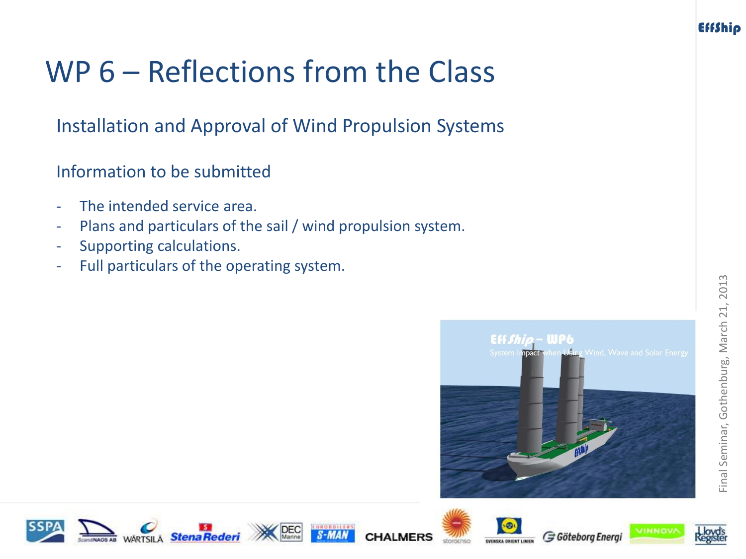# WP 6 – Reflections from the Class

## Installation and Approval of Wind Propulsion Systems

### Information to be submitted

- The intended service area.
- Plans and particulars of the sail / wind propulsion system.
- Supporting calculations.
- Full particulars of the operating system.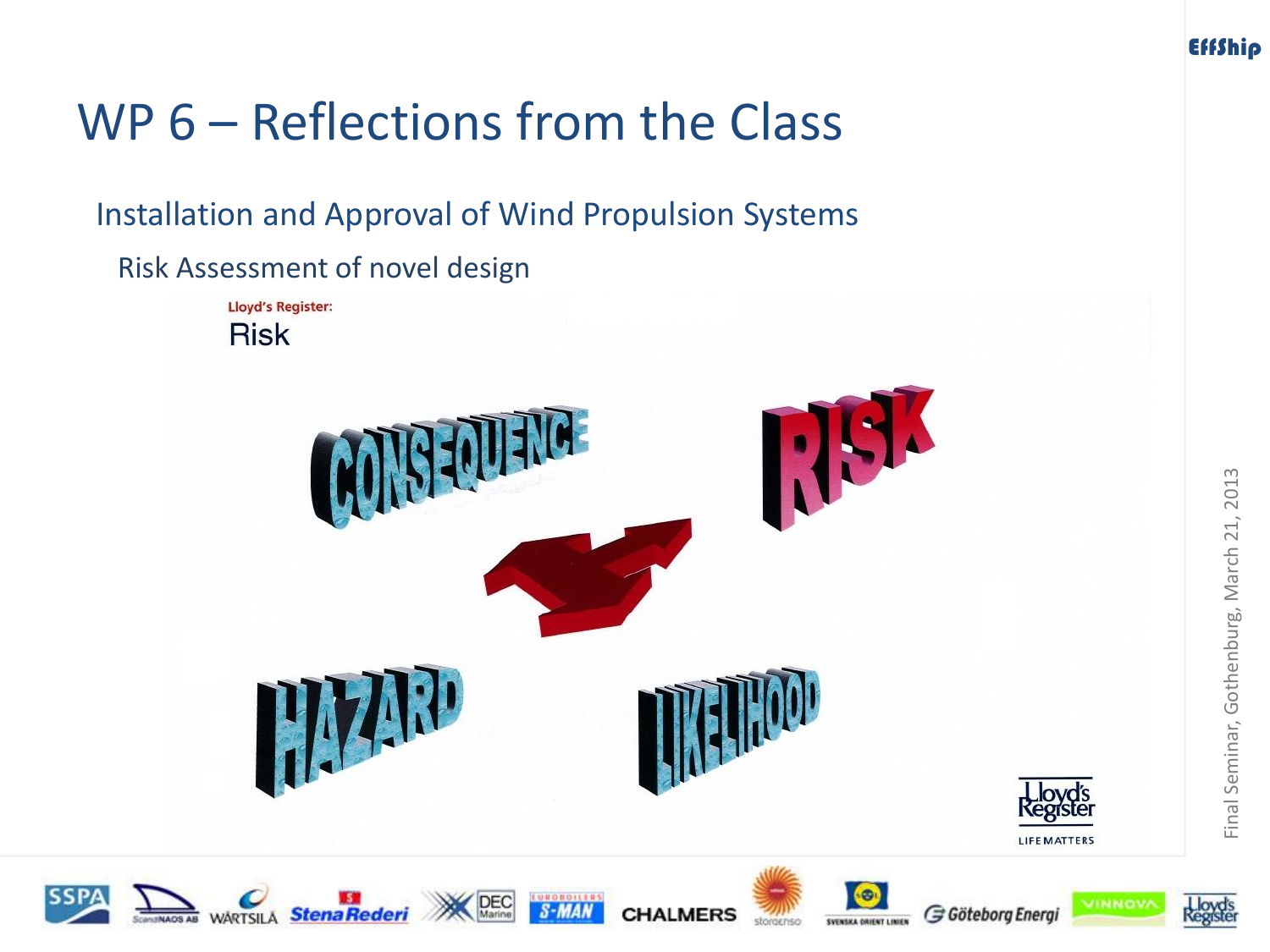# WP 6 – Reflections from the Class

## Installation and Approval of Wind Propulsion Systems

### Risk Assessment of novel design

Lloyd's Register:

Risk

CONSEQUENCE

RISK

HAZARD

LIKELIHOOD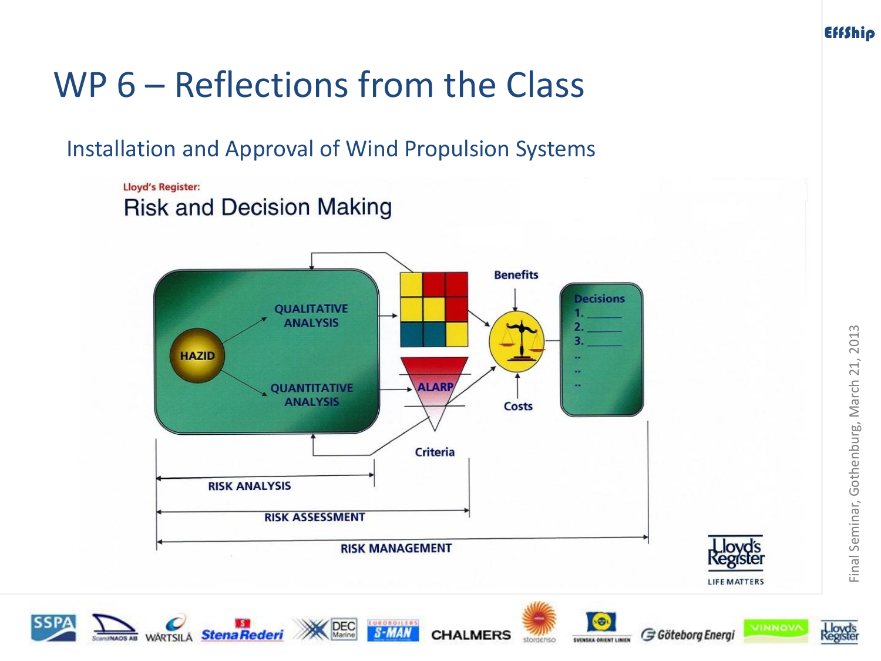# WP 6 – Reflections from the Class

## Installation and Approval of Wind Propulsion Systems

Lloyd's Register:

### Risk and Decision Making

HAZID

QUALITATIVE ANALYSIS

QUANTITATIVE ANALYSIS

ALARP

Criteria

Benefits

Costs

Decisions
1. ______
2. ______
3. ______
..
..
..

RISK ANALYSIS

RISK ASSESSMENT

RISK MANAGEMENT

Lloyd's Register
LIFE MATTERS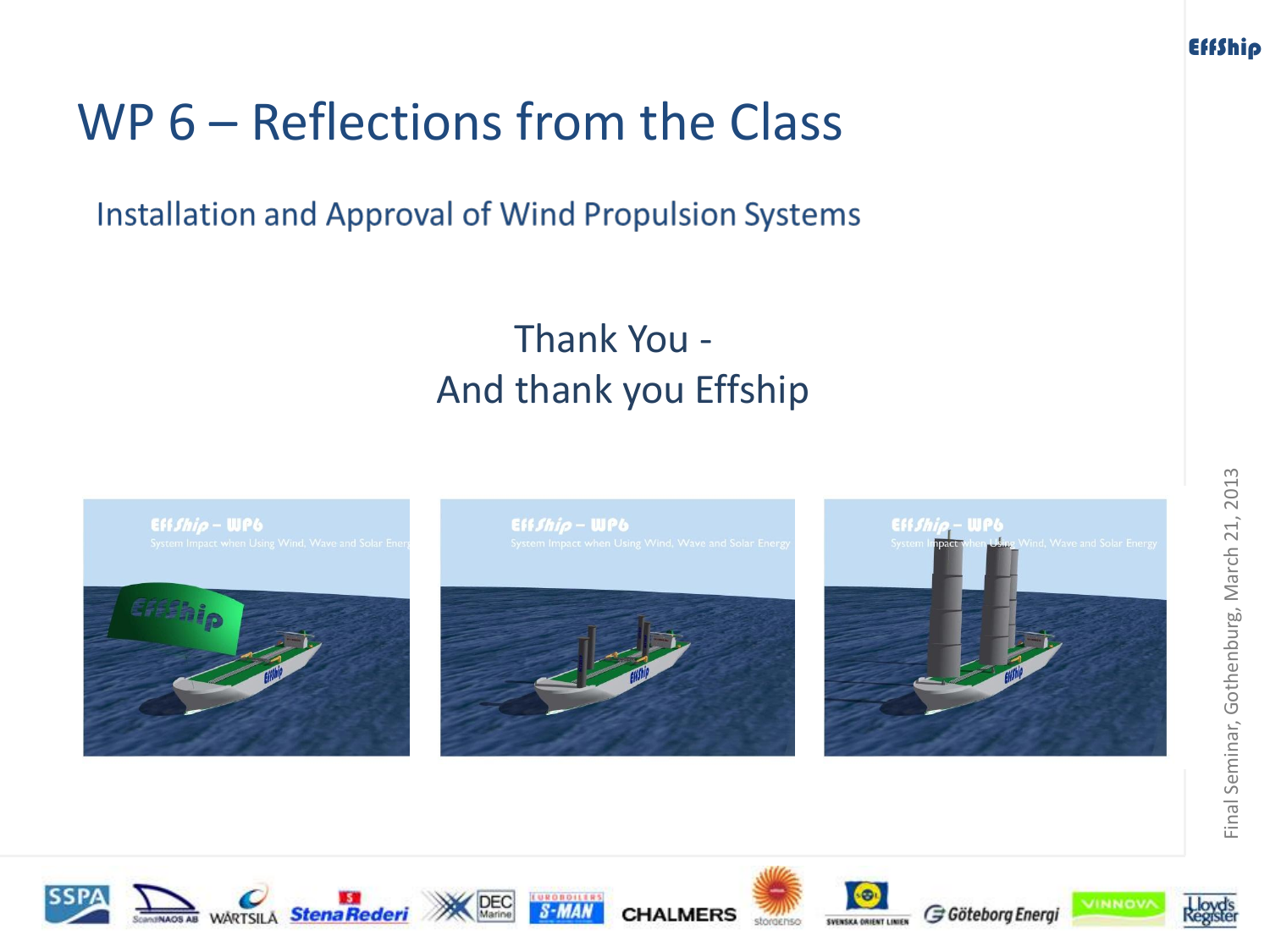# WP 6 – Reflections from the Class

## Installation and Approval of Wind Propulsion Systems

Thank You -
And thank you Effship